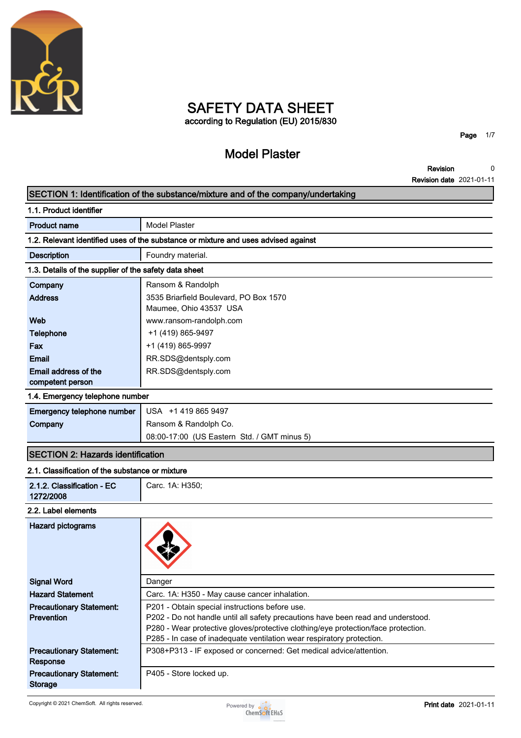# SAFETY DATA SHEET

according to Regulation (EU) 2015/830

## Model Plaster

**Revision** 0
**Revision date** 2021-01-11

## SECTION 1: Identification of the substance/mixture and of the company/undertaking

### 1.1. Product identifier

| | |
|---|---|
| **Product name** | Model Plaster |

### 1.2. Relevant identified uses of the substance or mixture and uses advised against

| | |
|---|---|
| **Description** | Foundry material. |

### 1.3. Details of the supplier of the safety data sheet

| | |
|---|---|
| **Company** | Ransom & Randolph |
| **Address** | 3535 Briarfield Boulevard, PO Box 1570<br>Maumee, Ohio 43537 USA |
| **Web** | www.ransom-randolph.com |
| **Telephone** | +1 (419) 865-9497 |
| **Fax** | +1 (419) 865-9997 |
| **Email** | RR.SDS@dentsply.com |
| **Email address of the competent person** | RR.SDS@dentsply.com |

### 1.4. Emergency telephone number

| | |
|---|---|
| **Emergency telephone number** | USA +1 419 865 9497 |
| **Company** | Ransom & Randolph Co. |
| | 08:00-17:00 (US Eastern Std. / GMT minus 5) |

## SECTION 2: Hazards identification

### 2.1. Classification of the substance or mixture

| | |
|---|---|
| **2.1.2. Classification - EC 1272/2008** | Carc. 1A: H350; |

### 2.2. Label elements

| | |
|---|---|
| **Hazard pictograms** | |
| **Signal Word** | Danger |
| **Hazard Statement** | Carc. 1A: H350 - May cause cancer inhalation. |
| **Precautionary Statement: Prevention** | P201 - Obtain special instructions before use.<br>P202 - Do not handle until all safety precautions have been read and understood.<br>P280 - Wear protective gloves/protective clothing/eye protection/face protection.<br>P285 - In case of inadequate ventilation wear respiratory protection. |
| **Precautionary Statement: Response** | P308+P313 - IF exposed or concerned: Get medical advice/attention. |
| **Precautionary Statement: Storage** | P405 - Store locked up. |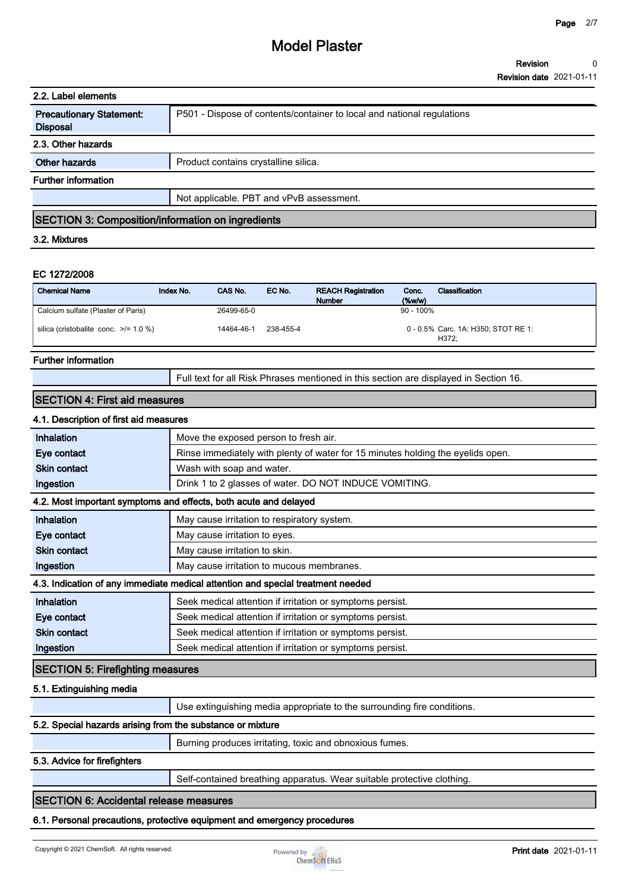### 2.2. Label elements

| | |
|---|---|
| **Precautionary Statement: Disposal** | P501 - Dispose of contents/container to local and national regulations |

### 2.3. Other hazards

| | |
|---|---|
| **Other hazards** | Product contains crystalline silica. |

**Further information**

| | |
|---|---|
| | Not applicable. PBT and vPvB assessment. |

## SECTION 3: Composition/information on ingredients

### 3.2. Mixtures

**EC 1272/2008**

| Chemical Name | Index No. | CAS No. | EC No. | REACH Registration Number | Conc. (%w/w) | Classification |
|---|---|---|---|---|---|---|
| Calcium sulfate (Plaster of Paris) | | 26499-65-0 | | | 90 - 100% | |
| silica (cristobalite conc. >/= 1.0 %) | | 14464-46-1 | 238-455-4 | | 0 - 0.5% | Carc. 1A: H350; STOT RE 1: H372; |

**Further information**

| | |
|---|---|
| | Full text for all Risk Phrases mentioned in this section are displayed in Section 16. |

## SECTION 4: First aid measures

### 4.1. Description of first aid measures

| | |
|---|---|
| **Inhalation** | Move the exposed person to fresh air. |
| **Eye contact** | Rinse immediately with plenty of water for 15 minutes holding the eyelids open. |
| **Skin contact** | Wash with soap and water. |
| **Ingestion** | Drink 1 to 2 glasses of water. DO NOT INDUCE VOMITING. |

### 4.2. Most important symptoms and effects, both acute and delayed

| | |
|---|---|
| **Inhalation** | May cause irritation to respiratory system. |
| **Eye contact** | May cause irritation to eyes. |
| **Skin contact** | May cause irritation to skin. |
| **Ingestion** | May cause irritation to mucous membranes. |

### 4.3. Indication of any immediate medical attention and special treatment needed

| | |
|---|---|
| **Inhalation** | Seek medical attention if irritation or symptoms persist. |
| **Eye contact** | Seek medical attention if irritation or symptoms persist. |
| **Skin contact** | Seek medical attention if irritation or symptoms persist. |
| **Ingestion** | Seek medical attention if irritation or symptoms persist. |

## SECTION 5: Firefighting measures

### 5.1. Extinguishing media

| | |
|---|---|
| | Use extinguishing media appropriate to the surrounding fire conditions. |

### 5.2. Special hazards arising from the substance or mixture

| | |
|---|---|
| | Burning produces irritating, toxic and obnoxious fumes. |

### 5.3. Advice for firefighters

| | |
|---|---|
| | Self-contained breathing apparatus. Wear suitable protective clothing. |

## SECTION 6: Accidental release measures

### 6.1. Personal precautions, protective equipment and emergency procedures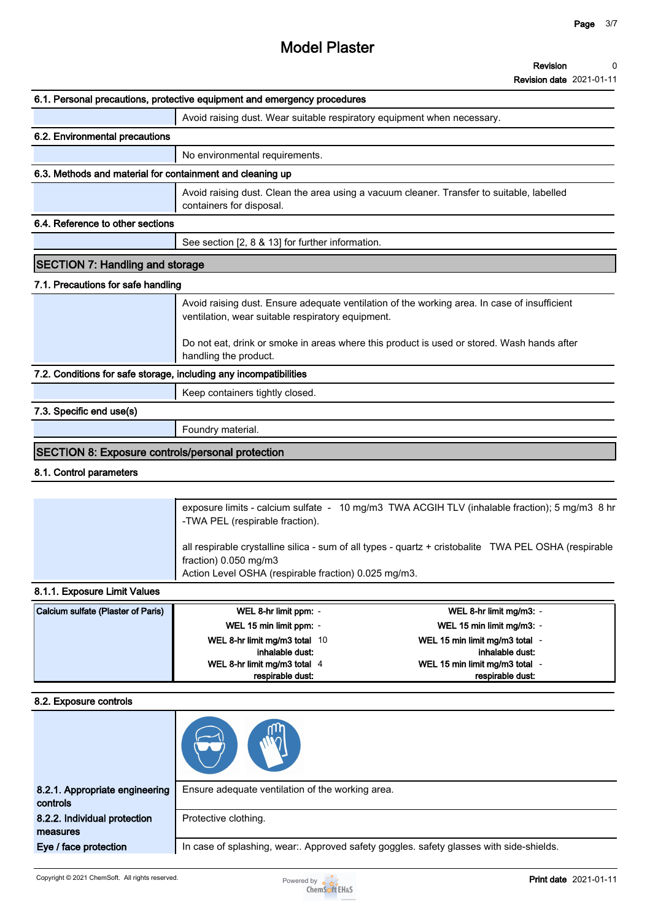#### 6.1. Personal precautions, protective equipment and emergency procedures

Avoid raising dust. Wear suitable respiratory equipment when necessary.

#### 6.2. Environmental precautions

No environmental requirements.

#### 6.3. Methods and material for containment and cleaning up

Avoid raising dust. Clean the area using a vacuum cleaner. Transfer to suitable, labelled containers for disposal.

#### 6.4. Reference to other sections

See section [2, 8 & 13] for further information.

## SECTION 7: Handling and storage

#### 7.1. Precautions for safe handling

Avoid raising dust. Ensure adequate ventilation of the working area. In case of insufficient ventilation, wear suitable respiratory equipment.

Do not eat, drink or smoke in areas where this product is used or stored. Wash hands after handling the product.

#### 7.2. Conditions for safe storage, including any incompatibilities

Keep containers tightly closed.

#### 7.3. Specific end use(s)

Foundry material.

## SECTION 8: Exposure controls/personal protection

#### 8.1. Control parameters

exposure limits - calcium sulfate - 10 mg/m3 TWA ACGIH TLV (inhalable fraction); 5 mg/m3 8 hr -TWA PEL (respirable fraction).

all respirable crystalline silica - sum of all types - quartz + cristobalite TWA PEL OSHA (respirable fraction) 0.050 mg/m3
Action Level OSHA (respirable fraction) 0.025 mg/m3.

#### 8.1.1. Exposure Limit Values

| Calcium sulfate (Plaster of Paris) | | | | |
|---|---|---|---|---|
| | WEL 8-hr limit ppm: | - | WEL 8-hr limit mg/m3: | - |
| | WEL 15 min limit ppm: | - | WEL 15 min limit mg/m3: | - |
| | WEL 8-hr limit mg/m3 total inhalable dust: | 10 | WEL 15 min limit mg/m3 total inhalable dust: | - |
| | WEL 8-hr limit mg/m3 total respirable dust: | 4 | WEL 15 min limit mg/m3 total respirable dust: | - |

#### 8.2. Exposure controls

**8.2.1. Appropriate engineering controls**

Ensure adequate ventilation of the working area.

**8.2.2. Individual protection measures**

Protective clothing.

**Eye / face protection**

In case of splashing, wear:. Approved safety goggles. safety glasses with side-shields.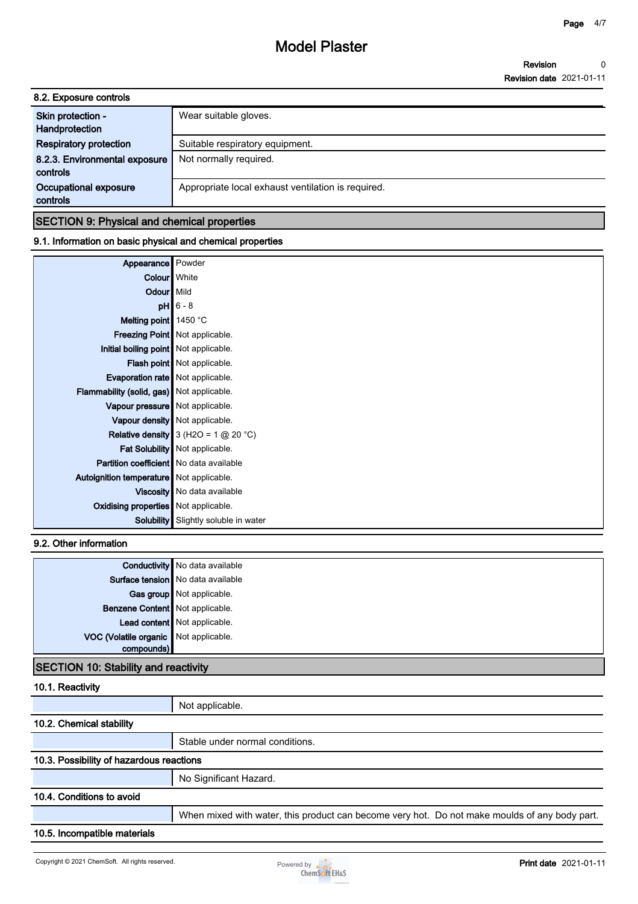# Model Plaster

**Revision** 0
**Revision date** 2021-01-11

### 8.2. Exposure controls

| | |
|---|---|
| **Skin protection - Handprotection** | Wear suitable gloves. |
| **Respiratory protection** | Suitable respiratory equipment. |
| **8.2.3. Environmental exposure controls** | Not normally required. |
| **Occupational exposure controls** | Appropriate local exhaust ventilation is required. |

## SECTION 9: Physical and chemical properties

### 9.1. Information on basic physical and chemical properties

| | |
|---|---|
| **Appearance** | Powder |
| **Colour** | White |
| **Odour** | Mild |
| **pH** | 6 - 8 |
| **Melting point** | 1450 °C |
| **Freezing Point** | Not applicable. |
| **Initial boiling point** | Not applicable. |
| **Flash point** | Not applicable. |
| **Evaporation rate** | Not applicable. |
| **Flammability (solid, gas)** | Not applicable. |
| **Vapour pressure** | Not applicable. |
| **Vapour density** | Not applicable. |
| **Relative density** | 3 ($H_2O$ = 1 @ 20 °C) |
| **Fat Solubility** | Not applicable. |
| **Partition coefficient** | No data available |
| **Autoignition temperature** | Not applicable. |
| **Viscosity** | No data available |
| **Oxidising properties** | Not applicable. |
| **Solubility** | Slightly soluble in water |

### 9.2. Other information

| | |
|---|---|
| **Conductivity** | No data available |
| **Surface tension** | No data available |
| **Gas group** | Not applicable. |
| **Benzene Content** | Not applicable. |
| **Lead content** | Not applicable. |
| **VOC (Volatile organic compounds)** | Not applicable. |

## SECTION 10: Stability and reactivity

### 10.1. Reactivity

Not applicable.

### 10.2. Chemical stability

Stable under normal conditions.

### 10.3. Possibility of hazardous reactions

No Significant Hazard.

### 10.4. Conditions to avoid

When mixed with water, this product can become very hot. Do not make moulds of any body part.

### 10.5. Incompatible materials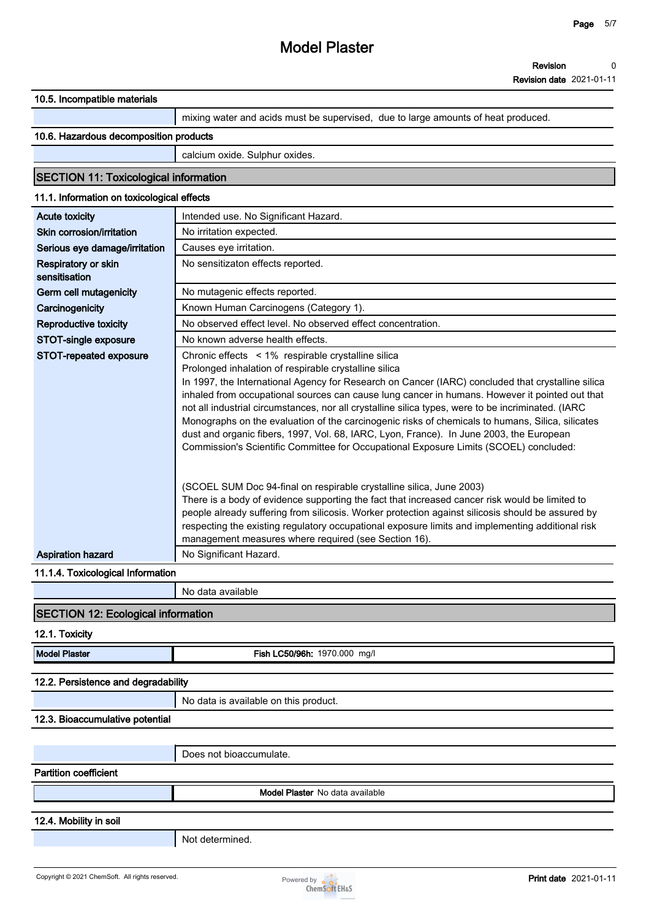### 10.5. Incompatible materials

| | |
|---|---|
| | mixing water and acids must be supervised, due to large amounts of heat produced. |

### 10.6. Hazardous decomposition products

| | |
|---|---|
| | calcium oxide. Sulphur oxides. |

## SECTION 11: Toxicological information

### 11.1. Information on toxicological effects

| | |
|---|---|
| **Acute toxicity** | Intended use. No Significant Hazard. |
| **Skin corrosion/irritation** | No irritation expected. |
| **Serious eye damage/irritation** | Causes eye irritation. |
| **Respiratory or skin sensitisation** | No sensitizaton effects reported. |
| **Germ cell mutagenicity** | No mutagenic effects reported. |
| **Carcinogenicity** | Known Human Carcinogens (Category 1). |
| **Reproductive toxicity** | No observed effect level. No observed effect concentration. |
| **STOT-single exposure** | No known adverse health effects. |
| **STOT-repeated exposure** | Chronic effects < 1% respirable crystalline silica<br>Prolonged inhalation of respirable crystalline silica<br>In 1997, the International Agency for Research on Cancer (IARC) concluded that crystalline silica inhaled from occupational sources can cause lung cancer in humans. However it pointed out that not all industrial circumstances, nor all crystalline silica types, were to be incriminated. (IARC Monographs on the evaluation of the carcinogenic risks of chemicals to humans, Silica, silicates dust and organic fibers, 1997, Vol. 68, IARC, Lyon, France). In June 2003, the European Commission's Scientific Committee for Occupational Exposure Limits (SCOEL) concluded:<br><br>(SCOEL SUM Doc 94-final on respirable crystalline silica, June 2003)<br>There is a body of evidence supporting the fact that increased cancer risk would be limited to people already suffering from silicosis. Worker protection against silicosis should be assured by respecting the existing regulatory occupational exposure limits and implementing additional risk management measures where required (see Section 16). |
| **Aspiration hazard** | No Significant Hazard. |

### 11.1.4. Toxicological Information

| | |
|---|---|
| | No data available |

## SECTION 12: Ecological information

### 12.1. Toxicity

| | |
|---|---|
| **Model Plaster** | **Fish LC50/96h:** 1970.000 mg/l |

### 12.2. Persistence and degradability

| | |
|---|---|
| | No data is available on this product. |

### 12.3. Bioaccumulative potential

| | |
|---|---|
| | Does not bioaccumulate. |

**Partition coefficient**

| | |
|---|---|
| | **Model Plaster** No data available |

### 12.4. Mobility in soil

| | |
|---|---|
| | Not determined. |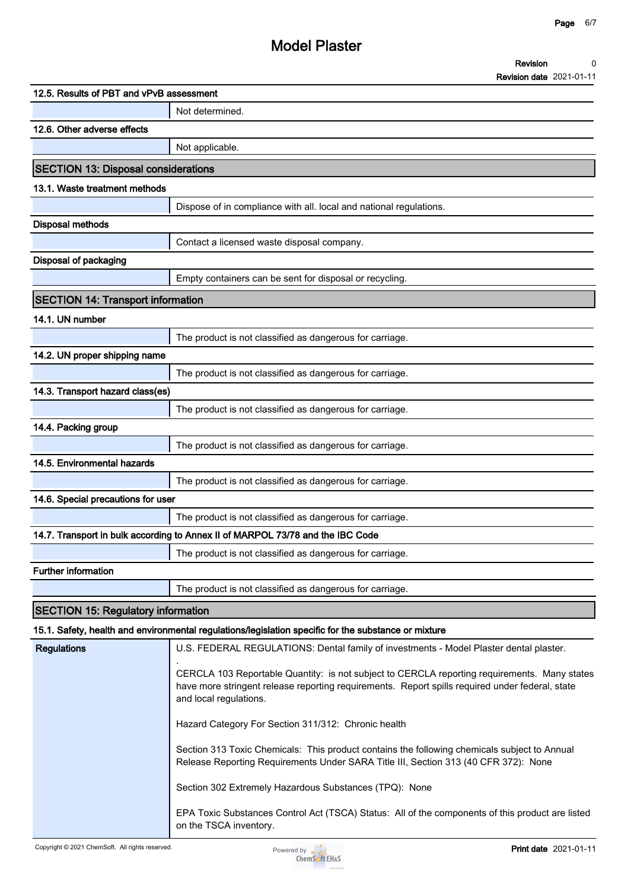#### 12.5. Results of PBT and vPvB assessment

| | |
|---|---|
| | Not determined. |

#### 12.6. Other adverse effects

| | |
|---|---|
| | Not applicable. |

## SECTION 13: Disposal considerations

#### 13.1. Waste treatment methods

| | |
|---|---|
| | Dispose of in compliance with all. local and national regulations. |

#### Disposal methods

| | |
|---|---|
| | Contact a licensed waste disposal company. |

#### Disposal of packaging

| | |
|---|---|
| | Empty containers can be sent for disposal or recycling. |

## SECTION 14: Transport information

#### 14.1. UN number

| | |
|---|---|
| | The product is not classified as dangerous for carriage. |

#### 14.2. UN proper shipping name

| | |
|---|---|
| | The product is not classified as dangerous for carriage. |

#### 14.3. Transport hazard class(es)

| | |
|---|---|
| | The product is not classified as dangerous for carriage. |

#### 14.4. Packing group

| | |
|---|---|
| | The product is not classified as dangerous for carriage. |

#### 14.5. Environmental hazards

| | |
|---|---|
| | The product is not classified as dangerous for carriage. |

#### 14.6. Special precautions for user

| | |
|---|---|
| | The product is not classified as dangerous for carriage. |

#### 14.7. Transport in bulk according to Annex II of MARPOL 73/78 and the IBC Code

| | |
|---|---|
| | The product is not classified as dangerous for carriage. |

#### Further information

| | |
|---|---|
| | The product is not classified as dangerous for carriage. |

## SECTION 15: Regulatory information

#### 15.1. Safety, health and environmental regulations/legislation specific for the substance or mixture

| | |
|---|---|
| **Regulations** | U.S. FEDERAL REGULATIONS: Dental family of investments - Model Plaster dental plaster.<br>.<br>CERCLA 103 Reportable Quantity: is not subject to CERCLA reporting requirements. Many states have more stringent release reporting requirements. Report spills required under federal, state and local regulations.<br><br>Hazard Category For Section 311/312: Chronic health<br><br>Section 313 Toxic Chemicals: This product contains the following chemicals subject to Annual Release Reporting Requirements Under SARA Title III, Section 313 (40 CFR 372): None<br><br>Section 302 Extremely Hazardous Substances (TPQ): None<br><br>EPA Toxic Substances Control Act (TSCA) Status: All of the components of this product are listed on the TSCA inventory. |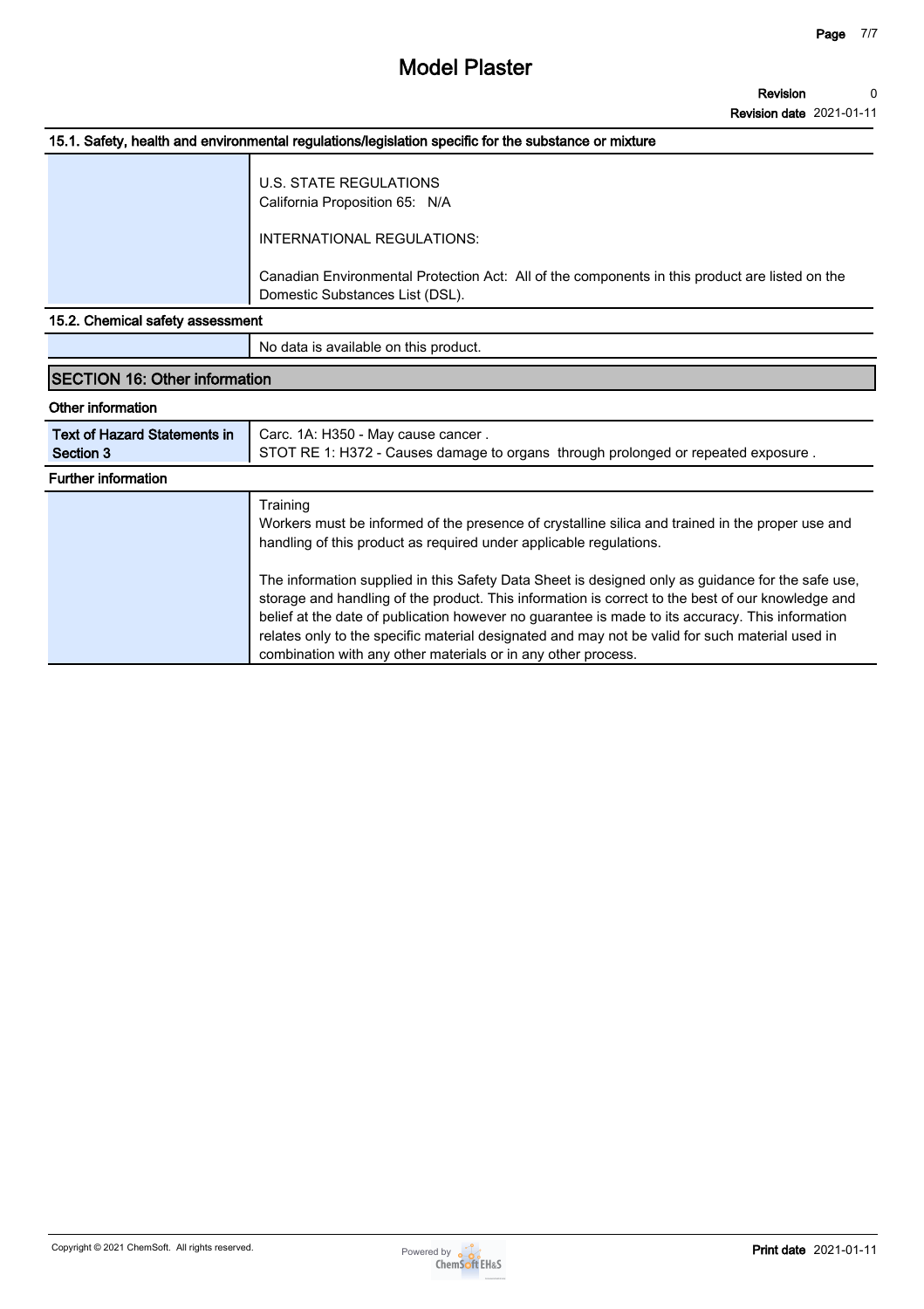### 15.1. Safety, health and environmental regulations/legislation specific for the substance or mixture

| | |
|---|---|
| | U.S. STATE REGULATIONS<br>California Proposition 65: N/A<br><br>INTERNATIONAL REGULATIONS:<br><br>Canadian Environmental Protection Act: All of the components in this product are listed on the Domestic Substances List (DSL). |

### 15.2. Chemical safety assessment

| | |
|---|---|
| | No data is available on this product. |

## SECTION 16: Other information

### Other information

| | |
|---|---|
| **Text of Hazard Statements in Section 3** | Carc. 1A: H350 - May cause cancer .<br>STOT RE 1: H372 - Causes damage to organs through prolonged or repeated exposure . |

### Further information

| | |
|---|---|
| | Training<br>Workers must be informed of the presence of crystalline silica and trained in the proper use and handling of this product as required under applicable regulations.<br><br>The information supplied in this Safety Data Sheet is designed only as guidance for the safe use, storage and handling of the product. This information is correct to the best of our knowledge and belief at the date of publication however no guarantee is made to its accuracy. This information relates only to the specific material designated and may not be valid for such material used in combination with any other materials or in any other process. |